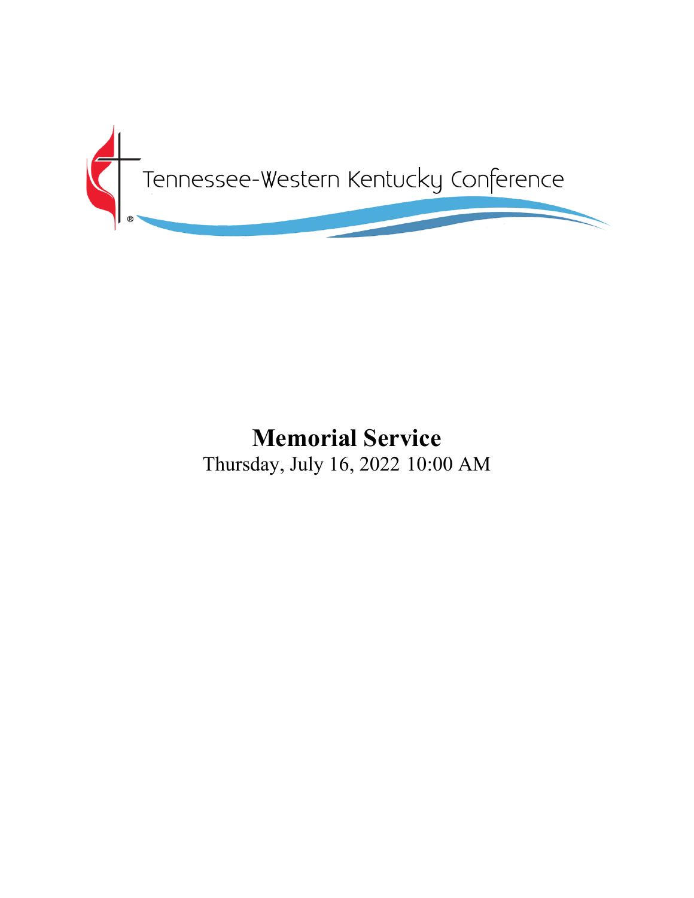Tennessee-Western Kentucky Conference

# Memorial Service

Thursday, July 16, 2022 10:00 AM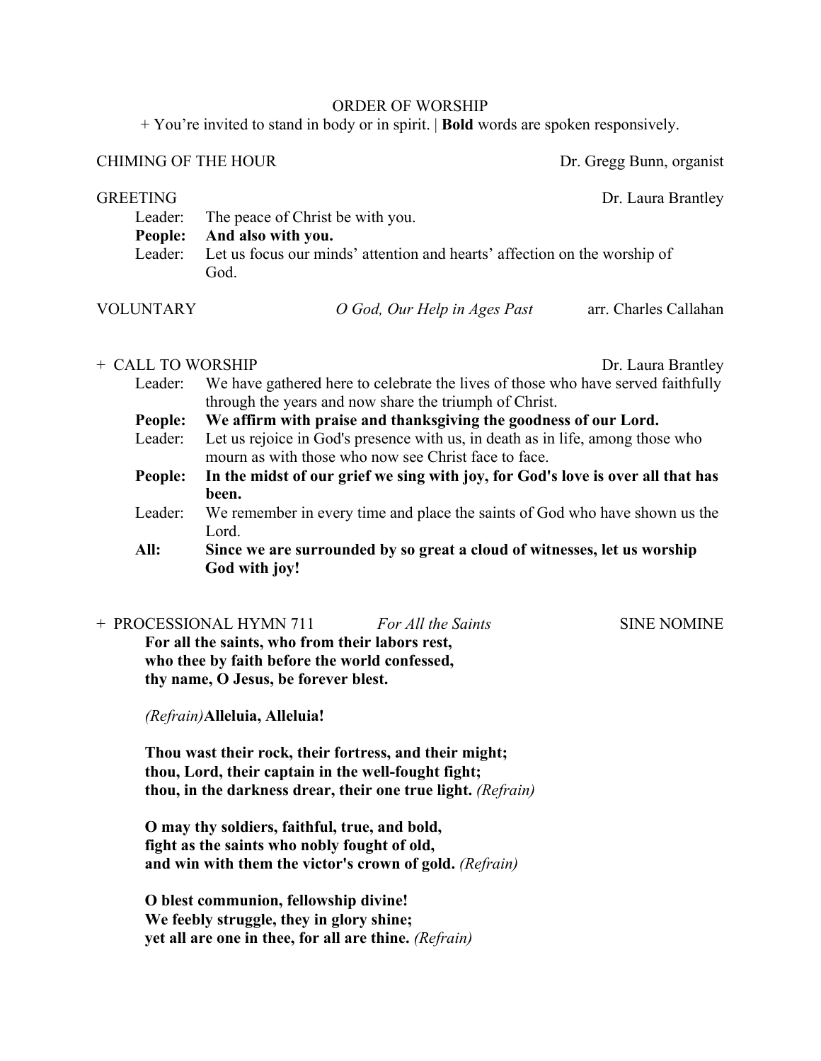## ORDER OF WORSHIP

+ You're invited to stand in body or in spirit. | **Bold** words are spoken responsively.

CHIMING OF THE HOUR — Dr. Gregg Bunn, organist

GREETING — Dr. Laura Brantley

Leader: The peace of Christ be with you.
**People: And also with you.**
Leader: Let us focus our minds' attention and hearts' affection on the worship of God.

VOLUNTARY — *O God, Our Help in Ages Past* — arr. Charles Callahan

\+ CALL TO WORSHIP — Dr. Laura Brantley

Leader: We have gathered here to celebrate the lives of those who have served faithfully through the years and now share the triumph of Christ.
**People: We affirm with praise and thanksgiving the goodness of our Lord.**
Leader: Let us rejoice in God's presence with us, in death as in life, among those who mourn as with those who now see Christ face to face.
**People: In the midst of our grief we sing with joy, for God's love is over all that has been.**
Leader: We remember in every time and place the saints of God who have shown us the Lord.
**All: Since we are surrounded by so great a cloud of witnesses, let us worship God with joy!**

\+ PROCESSIONAL HYMN 711 — *For All the Saints* — SINE NOMINE

**For all the saints, who from their labors rest,**
**who thee by faith before the world confessed,**
**thy name, O Jesus, be forever blest.**

*(Refrain)* **Alleluia, Alleluia!**

**Thou wast their rock, their fortress, and their might;**
**thou, Lord, their captain in the well-fought fight;**
**thou, in the darkness drear, their one true light.** *(Refrain)*

**O may thy soldiers, faithful, true, and bold,**
**fight as the saints who nobly fought of old,**
**and win with them the victor's crown of gold.** *(Refrain)*

**O blest communion, fellowship divine!**
**We feebly struggle, they in glory shine;**
**yet all are one in thee, for all are thine.** *(Refrain)*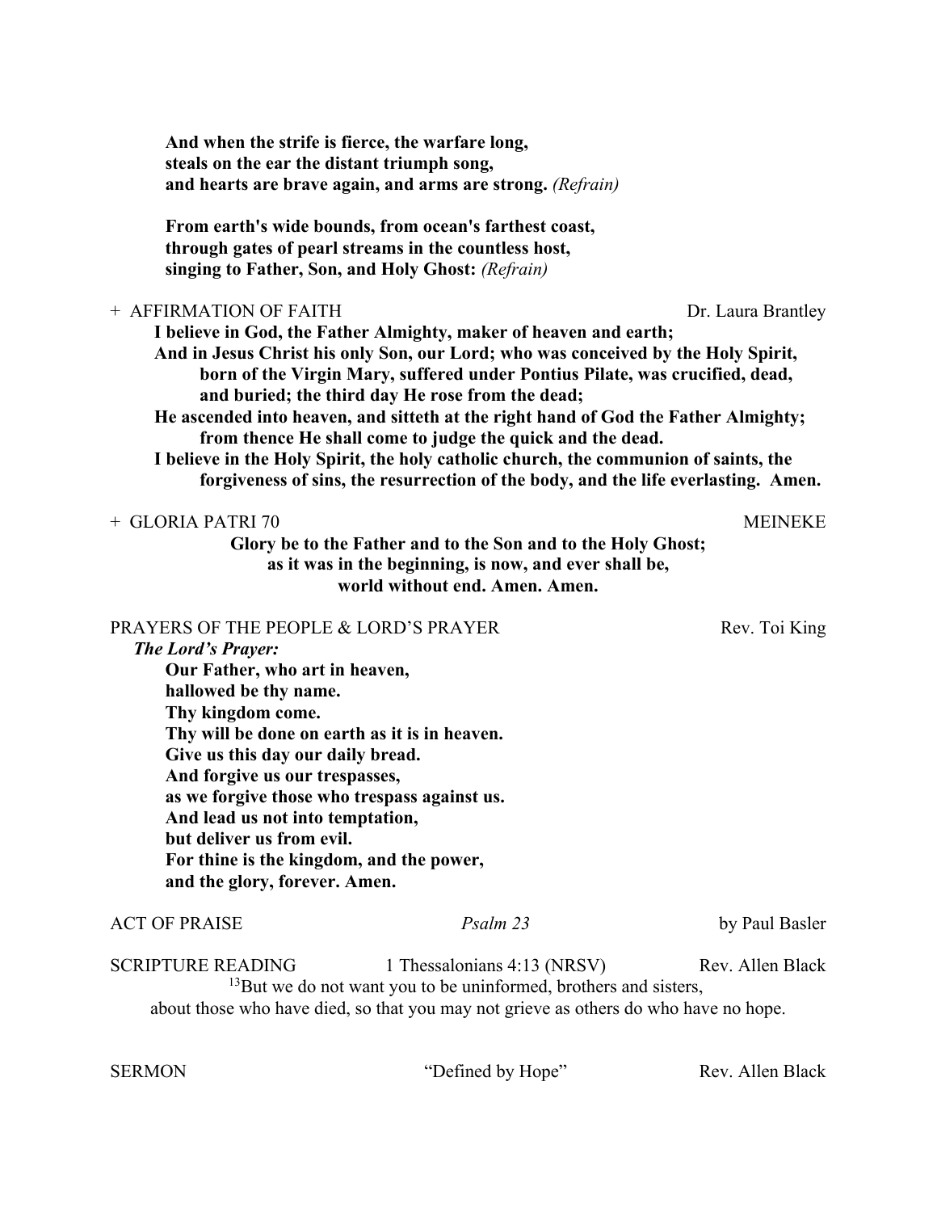**And when the strife is fierce, the warfare long,**
**steals on the ear the distant triumph song,**
**and hearts are brave again, and arms are strong.** *(Refrain)*

**From earth's wide bounds, from ocean's farthest coast,**
**through gates of pearl streams in the countless host,**
**singing to Father, Son, and Holy Ghost:** *(Refrain)*

\+ AFFIRMATION OF FAITH — Dr. Laura Brantley

**I believe in God, the Father Almighty, maker of heaven and earth;**
**And in Jesus Christ his only Son, our Lord; who was conceived by the Holy Spirit, born of the Virgin Mary, suffered under Pontius Pilate, was crucified, dead, and buried; the third day He rose from the dead;**
**He ascended into heaven, and sitteth at the right hand of God the Father Almighty; from thence He shall come to judge the quick and the dead.**
**I believe in the Holy Spirit, the holy catholic church, the communion of saints, the forgiveness of sins, the resurrection of the body, and the life everlasting. Amen.**

\+ GLORIA PATRI 70 — MEINEKE

**Glory be to the Father and to the Son and to the Holy Ghost;**
**as it was in the beginning, is now, and ever shall be,**
**world without end. Amen. Amen.**

PRAYERS OF THE PEOPLE & LORD'S PRAYER — Rev. Toi King

***The Lord's Prayer:***

**Our Father, who art in heaven,**
**hallowed be thy name.**
**Thy kingdom come.**
**Thy will be done on earth as it is in heaven.**
**Give us this day our daily bread.**
**And forgive us our trespasses,**
**as we forgive those who trespass against us.**
**And lead us not into temptation,**
**but deliver us from evil.**
**For thine is the kingdom, and the power,**
**and the glory, forever. Amen.**

ACT OF PRAISE — *Psalm 23* — by Paul Basler

SCRIPTURE READING — 1 Thessalonians 4:13 (NRSV) — Rev. Allen Black

[13]But we do not want you to be uninformed, brothers and sisters,
about those who have died, so that you may not grieve as others do who have no hope.

SERMON — "Defined by Hope" — Rev. Allen Black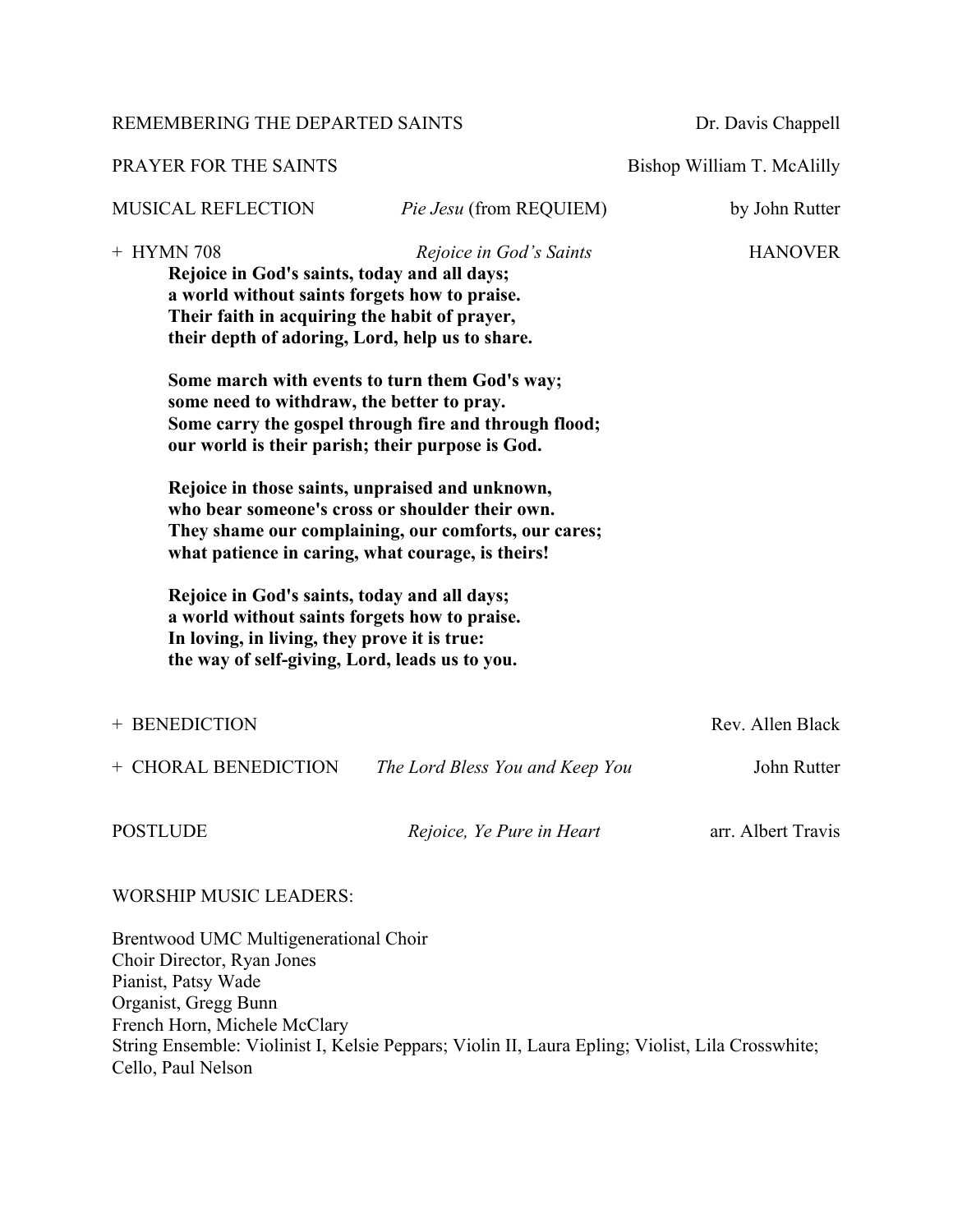REMEMBERING THE DEPARTED SAINTS — Dr. Davis Chappell

PRAYER FOR THE SAINTS — Bishop William T. McAlilly

MUSICAL REFLECTION — *Pie Jesu* (from REQUIEM) — by John Rutter

\+ HYMN 708 — *Rejoice in God's Saints* — HANOVER

**Rejoice in God's saints, today and all days;**
**a world without saints forgets how to praise.**
**Their faith in acquiring the habit of prayer,**
**their depth of adoring, Lord, help us to share.**

**Some march with events to turn them God's way;**
**some need to withdraw, the better to pray.**
**Some carry the gospel through fire and through flood;**
**our world is their parish; their purpose is God.**

**Rejoice in those saints, unpraised and unknown,**
**who bear someone's cross or shoulder their own.**
**They shame our complaining, our comforts, our cares;**
**what patience in caring, what courage, is theirs!**

**Rejoice in God's saints, today and all days;**
**a world without saints forgets how to praise.**
**In loving, in living, they prove it is true:**
**the way of self-giving, Lord, leads us to you.**

\+ BENEDICTION — Rev. Allen Black

\+ CHORAL BENEDICTION — *The Lord Bless You and Keep You* — John Rutter

POSTLUDE — *Rejoice, Ye Pure in Heart* — arr. Albert Travis

WORSHIP MUSIC LEADERS:

Brentwood UMC Multigenerational Choir
Choir Director, Ryan Jones
Pianist, Patsy Wade
Organist, Gregg Bunn
French Horn, Michele McClary
String Ensemble: Violinist I, Kelsie Peppars; Violin II, Laura Epling; Violist, Lila Crosswhite; Cello, Paul Nelson